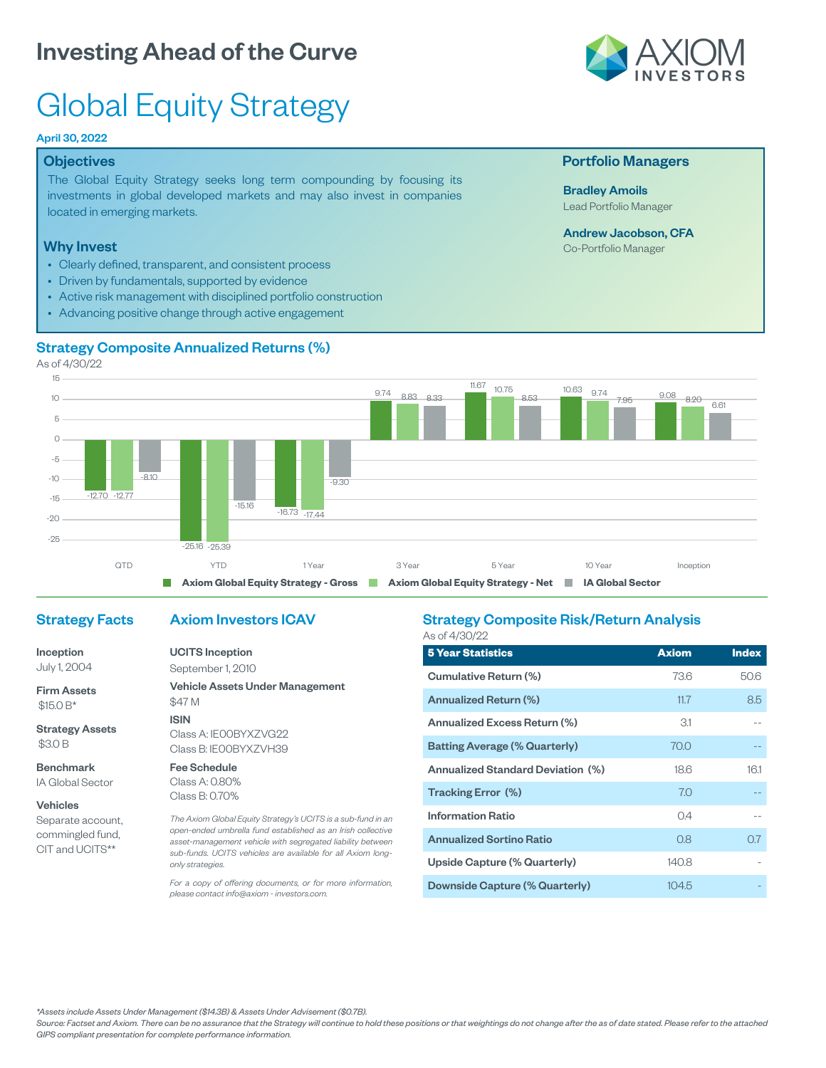# Investing Ahead of the Curve

AXIOM INVESTORS

# Global Equity Strategy

**April 30, 2022**

## Objectives

The Global Equity Strategy seeks long term compounding by focusing its investments in global developed markets and may also invest in companies located in emerging markets.

## Why Invest

- Clearly defined, transparent, and consistent process
- Driven by fundamentals, supported by evidence
- Active risk management with disciplined portfolio construction
- Advancing positive change through active engagement

## Portfolio Managers

**Bradley Amoils**
Lead Portfolio Manager

**Andrew Jacobson, CFA**
Co-Portfolio Manager

## Strategy Composite Annualized Returns (%)

As of 4/30/22

| | QTD | YTD | 1 Year | 3 Year | 5 Year | 10 Year | Inception |
|---|---|---|---|---|---|---|---|
| Axiom Global Equity Strategy - Gross | -12.70 | -25.16 | -16.73 | 9.74 | 11.67 | 10.63 | 9.08 |
| Axiom Global Equity Strategy - Net | -12.77 | -25.39 | -17.44 | 8.83 | 10.75 | 9.74 | 8.20 |
| IA Global Sector | -8.10 | -15.16 | -9.30 | 8.33 | 8.53 | 7.95 | 6.61 |

## Strategy Facts

**Inception**
July 1, 2004

**Firm Assets**
$15.0 B*

**Strategy Assets**
$3.0 B

**Benchmark**
IA Global Sector

**Vehicles**
Separate account, commingled fund, CIT and UCITS**

## Axiom Investors ICAV

**UCITS Inception**
September 1, 2010

**Vehicle Assets Under Management**
$47 M

**ISIN**
Class A: IE00BYXZVG22
Class B: IE00BYXZVH39

**Fee Schedule**
Class A: 0.80%
Class B: 0.70%

*The Axiom Global Equity Strategy's UCITS is a sub-fund in an open-ended umbrella fund established as an Irish collective asset-management vehicle with segregated liability between sub-funds. UCITS vehicles are available for all Axiom long-only strategies.*

*For a copy of offering documents, or for more information, please contact info@axiom - investors.com.*

## Strategy Composite Risk/Return Analysis

As of 4/30/22

| 5 Year Statistics | Axiom | Index |
|---|---|---|
| Cumulative Return (%) | 73.6 | 50.6 |
| Annualized Return (%) | 11.7 | 8.5 |
| Annualized Excess Return (%) | 3.1 | -- |
| Batting Average (% Quarterly) | 70.0 | -- |
| Annualized Standard Deviation (%) | 18.6 | 16.1 |
| Tracking Error (%) | 7.0 | -- |
| Information Ratio | 0.4 | -- |
| Annualized Sortino Ratio | 0.8 | 0.7 |
| Upside Capture (% Quarterly) | 140.8 | - |
| Downside Capture (% Quarterly) | 104.5 | - |

*Assets include Assets Under Management ($14.3B) & Assets Under Advisement ($0.7B).*
*Source: Factset and Axiom. There can be no assurance that the Strategy will continue to hold these positions or that weightings do not change after the as of date stated. Please refer to the attached GIPS compliant presentation for complete performance information.*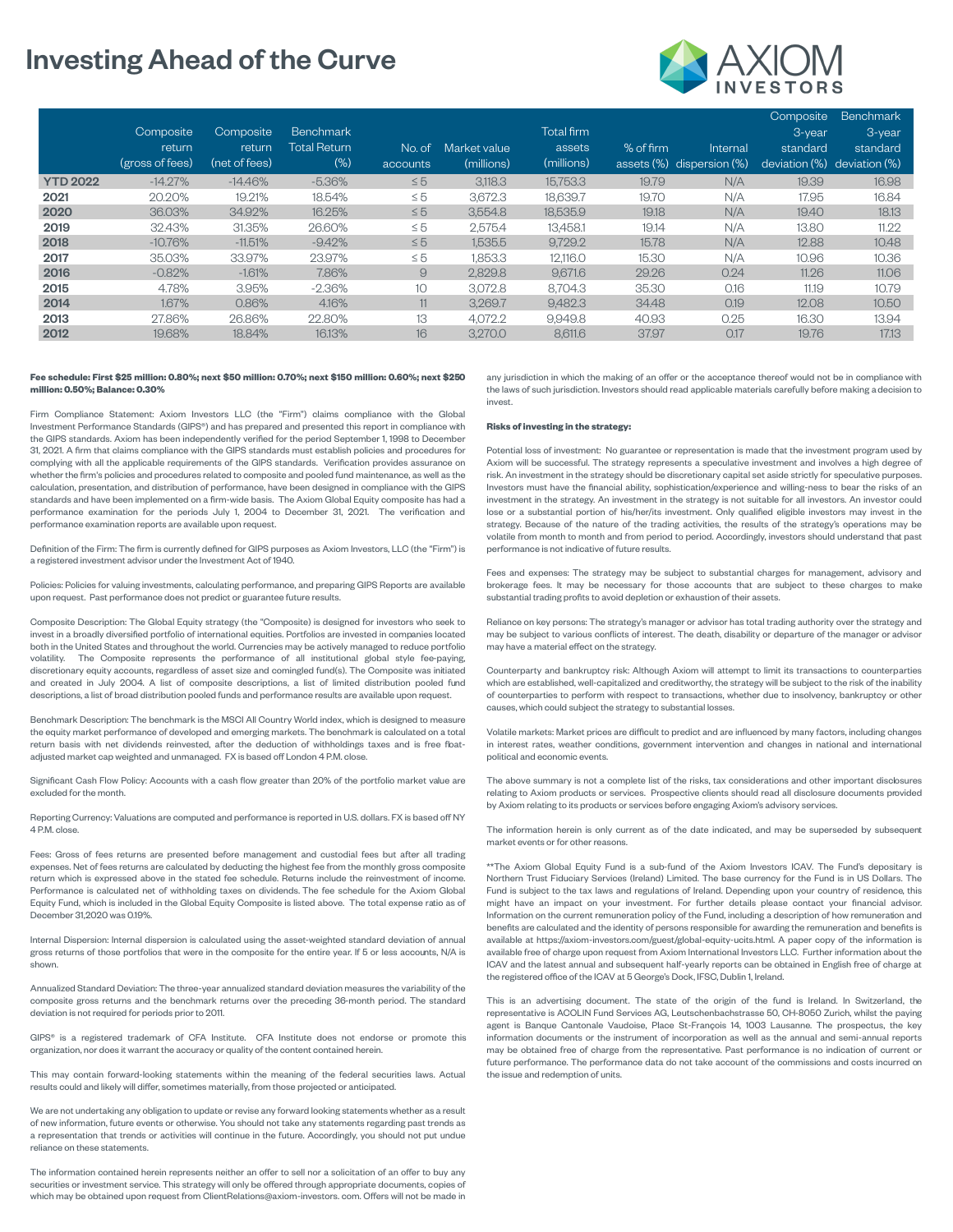# Investing Ahead of the Curve

AXIOM INVESTORS

| | Composite return (gross of fees) | Composite return (net of fees) | Benchmark Total Return (%) | No. of accounts | Market value (millions) | Total firm assets (millions) | % of firm assets (%) | Internal dispersion (%) | Composite 3-year standard deviation (%) | Benchmark 3-year standard deviation (%) |
|---|---|---|---|---|---|---|---|---|---|---|
| **YTD 2022** | -14.27% | -14.46% | -5.36% | ≤ 5 | 3,118.3 | 15,753.3 | 19.79 | N/A | 19.39 | 16.98 |
| **2021** | 20.20% | 19.21% | 18.54% | ≤ 5 | 3,672.3 | 18,639.7 | 19.70 | N/A | 17.95 | 16.84 |
| **2020** | 36.03% | 34.92% | 16.25% | ≤ 5 | 3,554.8 | 18,535.9 | 19.18 | N/A | 19.40 | 18.13 |
| **2019** | 32.43% | 31.35% | 26.60% | ≤ 5 | 2,575.4 | 13,458.1 | 19.14 | N/A | 13.80 | 11.22 |
| **2018** | -10.76% | -11.51% | -9.42% | ≤ 5 | 1,535.5 | 9,729.2 | 15.78 | N/A | 12.88 | 10.48 |
| **2017** | 35.03% | 33.97% | 23.97% | ≤ 5 | 1,853.3 | 12,116.0 | 15.30 | N/A | 10.96 | 10.36 |
| **2016** | -0.82% | -1.61% | 7.86% | 9 | 2,829.8 | 9,671.6 | 29.26 | 0.24 | 11.26 | 11.06 |
| **2015** | 4.78% | 3.95% | -2.36% | 10 | 3,072.8 | 8,704.3 | 35.30 | 0.16 | 11.19 | 10.79 |
| **2014** | 1.67% | 0.86% | 4.16% | 11 | 3,269.7 | 9,482.3 | 34.48 | 0.19 | 12.08 | 10.50 |
| **2013** | 27.86% | 26.86% | 22.80% | 13 | 4,072.2 | 9,949.8 | 40.93 | 0.25 | 16.30 | 13.94 |
| **2012** | 19.68% | 18.84% | 16.13% | 16 | 3,270.0 | 8,611.6 | 37.97 | 0.17 | 19.76 | 17.13 |

**Fee schedule: First $25 million: 0.80%; next $50 million: 0.70%; next $150 million: 0.60%; next $250 million: 0.50%; Balance: 0.30%**

Firm Compliance Statement: Axiom Investors LLC (the "Firm") claims compliance with the Global Investment Performance Standards (GIPS®) and has prepared and presented this report in compliance with the GIPS standards. Axiom has been independently verified for the period September 1, 1998 to December 31, 2021. A firm that claims compliance with the GIPS standards must establish policies and procedures for complying with all the applicable requirements of the GIPS standards. Verification provides assurance on whether the firm's policies and procedures related to composite and pooled fund maintenance, as well as the calculation, presentation, and distribution of performance, have been designed in compliance with the GIPS standards and have been implemented on a firm-wide basis. The Axiom Global Equity composite has had a performance examination for the periods July 1, 2004 to December 31, 2021. The verification and performance examination reports are available upon request.

Definition of the Firm: The firm is currently defined for GIPS purposes as Axiom Investors, LLC (the "Firm") is a registered investment advisor under the Investment Act of 1940.

Policies: Policies for valuing investments, calculating performance, and preparing GIPS Reports are available upon request. Past performance does not predict or guarantee future results.

Composite Description: The Global Equity strategy (the "Composite) is designed for investors who seek to invest in a broadly diversified portfolio of international equities. Portfolios are invested in companies located both in the United States and throughout the world. Currencies may be actively managed to reduce portfolio volatility. The Composite represents the performance of all institutional global style fee-paying, discretionary equity accounts, regardless of asset size and comingled fund(s). The Composite was initiated and created in July 2004. A list of composite descriptions, a list of limited distribution pooled fund descriptions, a list of broad distribution pooled funds and performance results are available upon request.

Benchmark Description: The benchmark is the MSCI All Country World index, which is designed to measure the equity market performance of developed and emerging markets. The benchmark is calculated on a total return basis with net dividends reinvested, after the deduction of withholdings taxes and is free float-adjusted market cap weighted and unmanaged. FX is based off London 4 P.M. close.

Significant Cash Flow Policy: Accounts with a cash flow greater than 20% of the portfolio market value are excluded for the month.

Reporting Currency: Valuations are computed and performance is reported in U.S. dollars. FX is based off NY 4 P.M. close.

Fees: Gross of fees returns are presented before management and custodial fees but after all trading expenses. Net of fees returns are calculated by deducting the highest fee from the monthly gross composite return which is expressed above in the stated fee schedule. Returns include the reinvestment of income. Performance is calculated net of withholding taxes on dividends. The fee schedule for the Axiom Global Equity Fund, which is included in the Global Equity Composite is listed above. The total expense ratio as of December 31,2020 was 0.19%.

Internal Dispersion: Internal dispersion is calculated using the asset-weighted standard deviation of annual gross returns of those portfolios that were in the composite for the entire year. If 5 or less accounts, N/A is shown.

Annualized Standard Deviation: The three-year annualized standard deviation measures the variability of the composite gross returns and the benchmark returns over the preceding 36-month period. The standard deviation is not required for periods prior to 2011.

GIPS® is a registered trademark of CFA Institute. CFA Institute does not endorse or promote this organization, nor does it warrant the accuracy or quality of the content contained herein.

This may contain forward-looking statements within the meaning of the federal securities laws. Actual results could and likely will differ, sometimes materially, from those projected or anticipated.

We are not undertaking any obligation to update or revise any forward looking statements whether as a result of new information, future events or otherwise. You should not take any statements regarding past trends as a representation that trends or activities will continue in the future. Accordingly, you should not put undue reliance on these statements.

The information contained herein represents neither an offer to sell nor a solicitation of an offer to buy any securities or investment service. This strategy will only be offered through appropriate documents, copies of which may be obtained upon request from ClientRelations@axiom-investors. com. Offers will not be made in any jurisdiction in which the making of an offer or the acceptance thereof would not be in compliance with the laws of such jurisdiction. Investors should read applicable materials carefully before making a decision to invest.

**Risks of investing in the strategy:**

Potential loss of investment: No guarantee or representation is made that the investment program used by Axiom will be successful. The strategy represents a speculative investment and involves a high degree of risk. An investment in the strategy should be discretionary capital set aside strictly for speculative purposes. Investors must have the financial ability, sophistication/experience and willing-ness to bear the risks of an investment in the strategy. An investment in the strategy is not suitable for all investors. An investor could lose or a substantial portion of his/her/its investment. Only qualified eligible investors may invest in the strategy. Because of the nature of the trading activities, the results of the strategy's operations may be volatile from month to month and from period to period. Accordingly, investors should understand that past performance is not indicative of future results.

Fees and expenses: The strategy may be subject to substantial charges for management, advisory and brokerage fees. It may be necessary for those accounts that are subject to these charges to make substantial trading profits to avoid depletion or exhaustion of their assets.

Reliance on key persons: The strategy's manager or advisor has total trading authority over the strategy and may be subject to various conflicts of interest. The death, disability or departure of the manager or advisor may have a material effect on the strategy.

Counterparty and bankruptcy risk: Although Axiom will attempt to limit its transactions to counterparties which are established, well-capitalized and creditworthy, the strategy will be subject to the risk of the inability of counterparties to perform with respect to transactions, whether due to insolvency, bankruptcy or other causes, which could subject the strategy to substantial losses.

Volatile markets: Market prices are difficult to predict and are influenced by many factors, including changes in interest rates, weather conditions, government intervention and changes in national and international political and economic events.

The above summary is not a complete list of the risks, tax considerations and other important disclosures relating to Axiom products or services. Prospective clients should read all disclosure documents provided by Axiom relating to its products or services before engaging Axiom's advisory services.

The information herein is only current as of the date indicated, and may be superseded by subsequent market events or for other reasons.

**The Axiom Global Equity Fund is a sub-fund of the Axiom Investors ICAV. The Fund's depositary is Northern Trust Fiduciary Services (Ireland) Limited. The base currency for the Fund is in US Dollars. The Fund is subject to the tax laws and regulations of Ireland. Depending upon your country of residence, this might have an impact on your investment. For further details please contact your financial advisor. Information on the current remuneration policy of the Fund, including a description of how remuneration and benefits are calculated and the identity of persons responsible for awarding the remuneration and benefits is available at https://axiom-investors.com/guest/global-equity-ucits.html. A paper copy of the information is available free of charge upon request from Axiom International Investors LLC. Further information about the ICAV and the latest annual and subsequent half-yearly reports can be obtained in English free of charge at the registered office of the ICAV at 5 George's Dock, IFSC, Dublin 1, Ireland.

This is an advertising document. The state of the origin of the fund is Ireland. In Switzerland, the representative is ACOLIN Fund Services AG, Leutschenbachstrasse 50, CH-8050 Zurich, whilst the paying agent is Banque Cantonale Vaudoise, Place St-François 14, 1003 Lausanne. The prospectus, the key information documents or the instrument of incorporation as well as the annual and semi-annual reports may be obtained free of charge from the representative. Past performance is no indication of current or future performance. The performance data do not take account of the commissions and costs incurred on the issue and redemption of units.